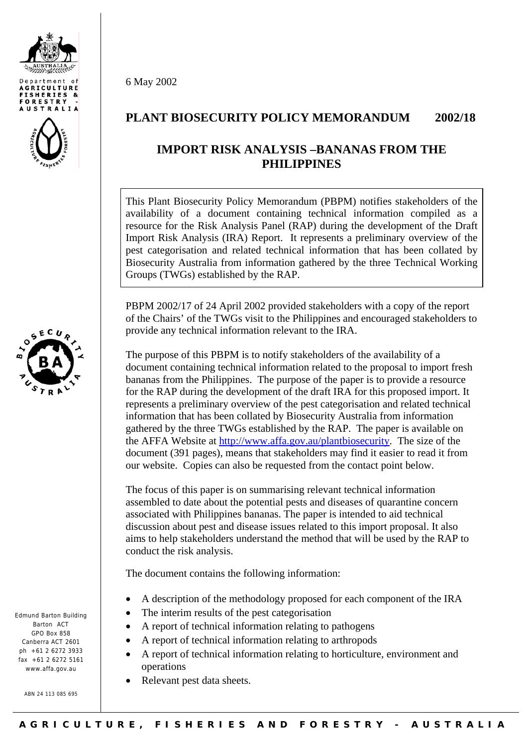Department of
AGRICULTURE
FISHERIES &
FORESTRY -
AUSTRALIA

6 May 2002

# PLANT BIOSECURITY POLICY MEMORANDUM 2002/18

## IMPORT RISK ANALYSIS –BANANAS FROM THE PHILIPPINES

This Plant Biosecurity Policy Memorandum (PBPM) notifies stakeholders of the availability of a document containing technical information compiled as a resource for the Risk Analysis Panel (RAP) during the development of the Draft Import Risk Analysis (IRA) Report. It represents a preliminary overview of the pest categorisation and related technical information that has been collated by Biosecurity Australia from information gathered by the three Technical Working Groups (TWGs) established by the RAP.

PBPM 2002/17 of 24 April 2002 provided stakeholders with a copy of the report of the Chairs' of the TWGs visit to the Philippines and encouraged stakeholders to provide any technical information relevant to the IRA.

The purpose of this PBPM is to notify stakeholders of the availability of a document containing technical information related to the proposal to import fresh bananas from the Philippines. The purpose of the paper is to provide a resource for the RAP during the development of the draft IRA for this proposed import. It represents a preliminary overview of the pest categorisation and related technical information that has been collated by Biosecurity Australia from information gathered by the three TWGs established by the RAP. The paper is available on the AFFA Website at http://www.affa.gov.au/plantbiosecurity. The size of the document (391 pages), means that stakeholders may find it easier to read it from our website. Copies can also be requested from the contact point below.

The focus of this paper is on summarising relevant technical information assembled to date about the potential pests and diseases of quarantine concern associated with Philippines bananas. The paper is intended to aid technical discussion about pest and disease issues related to this import proposal. It also aims to help stakeholders understand the method that will be used by the RAP to conduct the risk analysis.

The document contains the following information:

- A description of the methodology proposed for each component of the IRA
- The interim results of the pest categorisation
- A report of technical information relating to pathogens
- A report of technical information relating to arthropods
- A report of technical information relating to horticulture, environment and operations
- Relevant pest data sheets.

Edmund Barton Building
Barton ACT
GPO Box 858
Canberra ACT 2601
ph +61 2 6272 3933
fax +61 2 6272 5161
www.affa.gov.au

ABN 24 113 085 695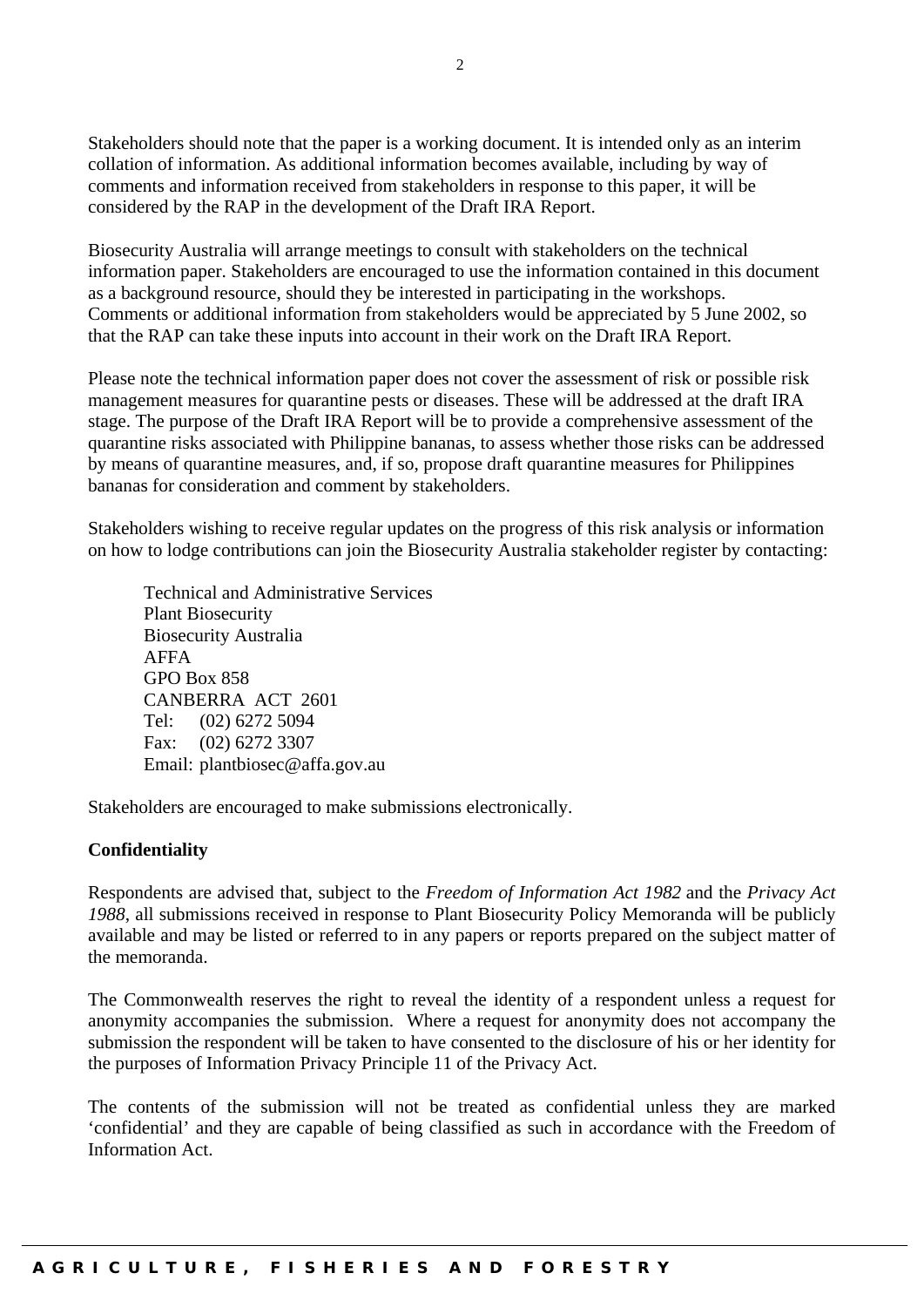Stakeholders should note that the paper is a working document. It is intended only as an interim collation of information. As additional information becomes available, including by way of comments and information received from stakeholders in response to this paper, it will be considered by the RAP in the development of the Draft IRA Report.

Biosecurity Australia will arrange meetings to consult with stakeholders on the technical information paper. Stakeholders are encouraged to use the information contained in this document as a background resource, should they be interested in participating in the workshops. Comments or additional information from stakeholders would be appreciated by 5 June 2002, so that the RAP can take these inputs into account in their work on the Draft IRA Report.

Please note the technical information paper does not cover the assessment of risk or possible risk management measures for quarantine pests or diseases. These will be addressed at the draft IRA stage. The purpose of the Draft IRA Report will be to provide a comprehensive assessment of the quarantine risks associated with Philippine bananas, to assess whether those risks can be addressed by means of quarantine measures, and, if so, propose draft quarantine measures for Philippines bananas for consideration and comment by stakeholders.

Stakeholders wishing to receive regular updates on the progress of this risk analysis or information on how to lodge contributions can join the Biosecurity Australia stakeholder register by contacting:

Technical and Administrative Services
Plant Biosecurity
Biosecurity Australia
AFFA
GPO Box 858
CANBERRA ACT 2601
Tel: (02) 6272 5094
Fax: (02) 6272 3307
Email: plantbiosec@affa.gov.au

Stakeholders are encouraged to make submissions electronically.

**Confidentiality**

Respondents are advised that, subject to the *Freedom of Information Act 1982* and the *Privacy Act 1988*, all submissions received in response to Plant Biosecurity Policy Memoranda will be publicly available and may be listed or referred to in any papers or reports prepared on the subject matter of the memoranda.

The Commonwealth reserves the right to reveal the identity of a respondent unless a request for anonymity accompanies the submission. Where a request for anonymity does not accompany the submission the respondent will be taken to have consented to the disclosure of his or her identity for the purposes of Information Privacy Principle 11 of the Privacy Act.

The contents of the submission will not be treated as confidential unless they are marked 'confidential' and they are capable of being classified as such in accordance with the Freedom of Information Act.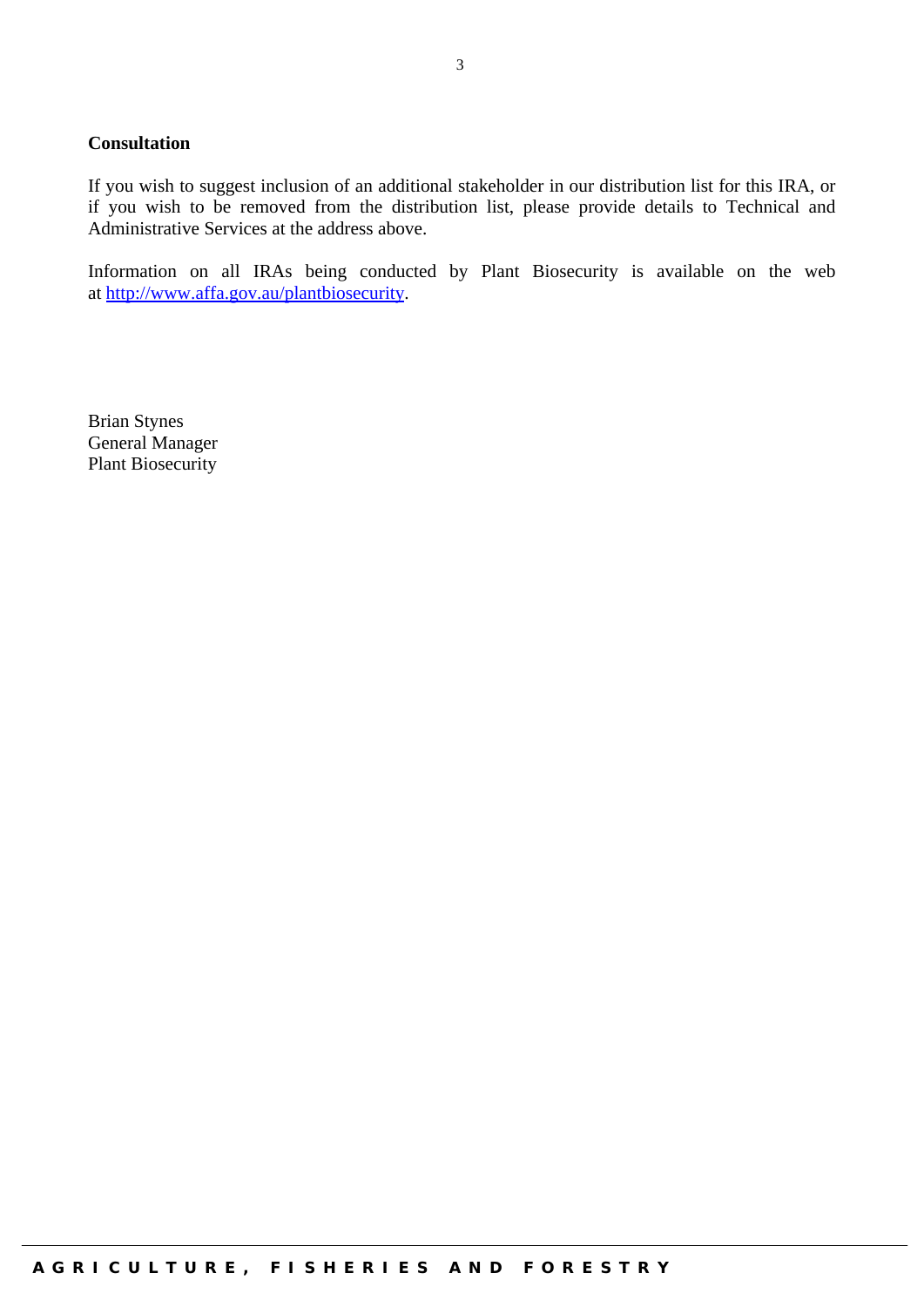**Consultation**

If you wish to suggest inclusion of an additional stakeholder in our distribution list for this IRA, or if you wish to be removed from the distribution list, please provide details to Technical and Administrative Services at the address above.

Information on all IRAs being conducted by Plant Biosecurity is available on the web at http://www.affa.gov.au/plantbiosecurity.

Brian Stynes
General Manager
Plant Biosecurity